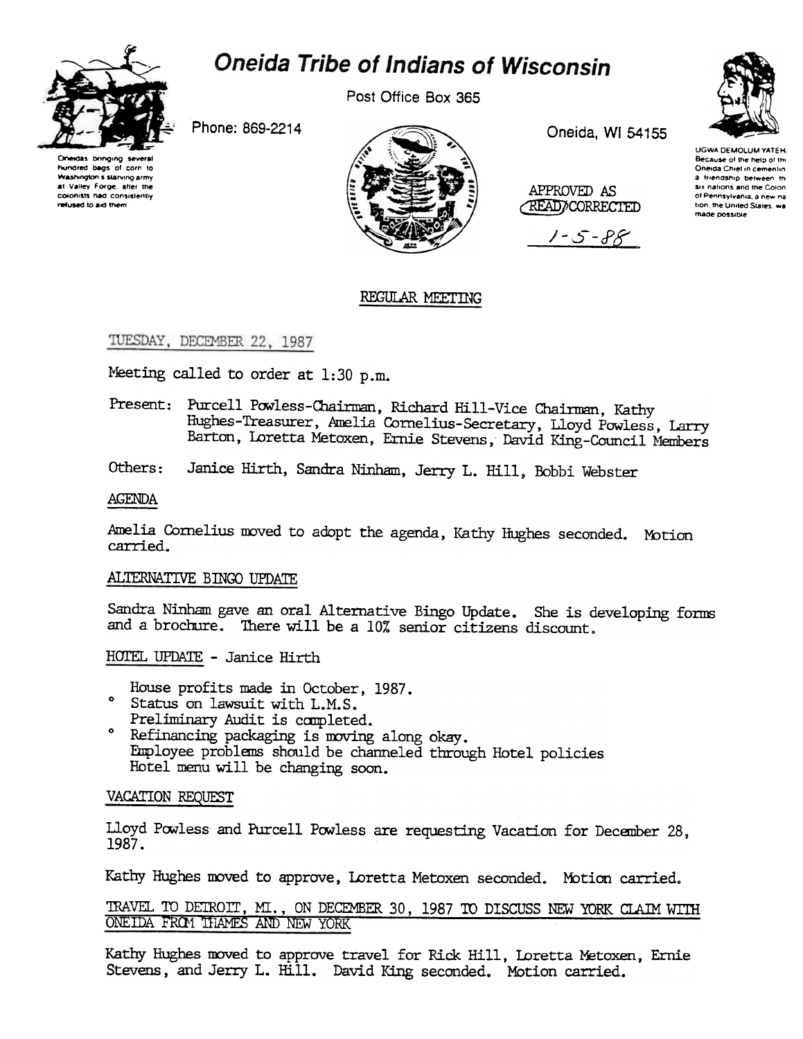# Oneida Tribe of Indians of Wisconsin

Post Office Box 365

Phone: 869-2214

Oneida, WI 54155

Oneidas bringing several hundred bags of corn to Washington's starving army at Valley Forge, after the colonists had consistently refused to aid them

UGWA DEMOLUM YATEH. Because of the help of this Oneida Chief in cementing a friendship between the six nations and the Colony of Pennsylvania, a new nation, the United States, was made possible

APPROVED AS READ/CORRECTED

1-5-88

## REGULAR MEETING

TUESDAY, DECEMBER 22, 1987

Meeting called to order at 1:30 p.m.

Present: Purcell Powless-Chairman, Richard Hill-Vice Chairman, Kathy Hughes-Treasurer, Amelia Cornelius-Secretary, Lloyd Powless, Larry Barton, Loretta Metoxen, Ernie Stevens, David King-Council Members

Others: Janice Hirth, Sandra Ninham, Jerry L. Hill, Bobbi Webster

### AGENDA

Amelia Cornelius moved to adopt the agenda, Kathy Hughes seconded. Motion carried.

### ALTERNATIVE BINGO UPDATE

Sandra Ninham gave an oral Alternative Bingo Update. She is developing forms and a brochure. There will be a 10% senior citizens discount.

### HOTEL UPDATE - Janice Hirth

House profits made in October, 1987.

- Status on lawsuit with L.M.S.

Preliminary Audit is completed.

- Refinancing packaging is moving along okay.

Employee problems should be channeled through Hotel policies

Hotel menu will be changing soon.

### VACATION REQUEST

Lloyd Powless and Purcell Powless are requesting Vacation for December 28, 1987.

Kathy Hughes moved to approve, Loretta Metoxen seconded. Motion carried.

### TRAVEL TO DETROIT, MI., ON DECEMBER 30, 1987 TO DISCUSS NEW YORK CLAIM WITH ONEIDA FROM THAMES AND NEW YORK

Kathy Hughes moved to approve travel for Rick Hill, Loretta Metoxen, Ernie Stevens, and Jerry L. Hill. David King seconded. Motion carried.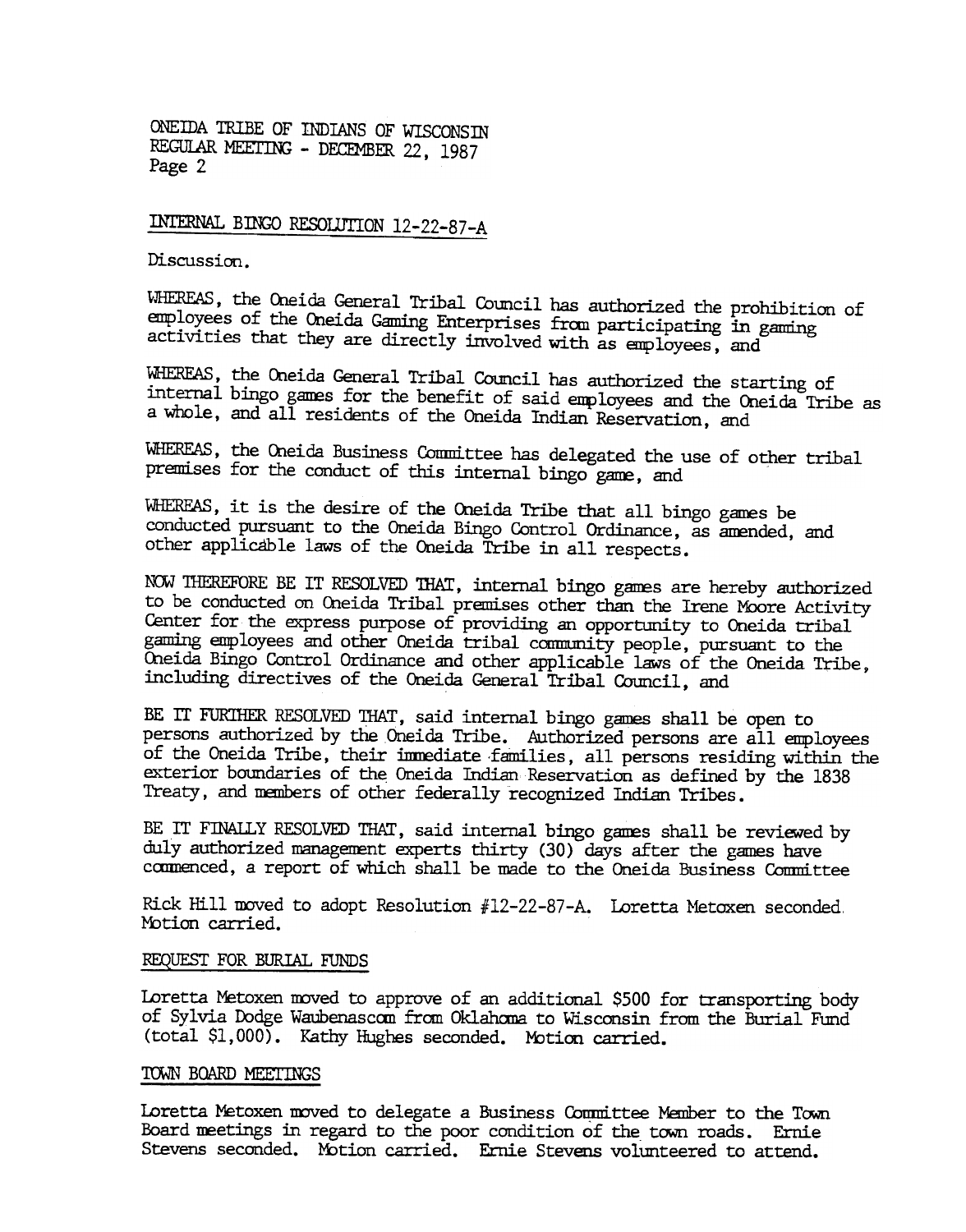## INTERNAL BINGO RESOLUTION 12-22-87-A

Discussion.

WHEREAS, the Oneida General Tribal Council has authorized the prohibition of employees of the Oneida Gaming Enterprises from participating in gaming activities that they are directly involved with as employees, and

WHEREAS, the Oneida General Tribal Council has authorized the starting of internal bingo games for the benefit of said employees and the Oneida Tribe as a whole, and all residents of the Oneida Indian Reservation, and

WHEREAS, the Oneida Business Committee has delegated the use of other tribal premises for the conduct of this internal bingo game, and

WHEREAS, it is the desire of the Oneida Tribe that all bingo games be conducted pursuant to the Oneida Bingo Control Ordinance, as amended, and other applicable laws of the Oneida Tribe in all respects.

NOW THEREFORE BE IT RESOLVED THAT, internal bingo games are hereby authorized to be conducted on Oneida Tribal premises other than the Irene Moore Activity Center for the express purpose of providing an opportunity to Oneida tribal gaming employees and other Oneida tribal community people, pursuant to the Oneida Bingo Control Ordinance and other applicable laws of the Oneida Tribe, including directives of the Oneida General Tribal Council, and

BE IT FURTHER RESOLVED THAT, said internal bingo games shall be open to persons authorized by the Oneida Tribe. Authorized persons are all employees of the Oneida Tribe, their immediate families, all persons residing within the exterior boundaries of the Oneida Indian Reservation as defined by the 1838 Treaty, and members of other federally recognized Indian Tribes.

BE IT FINALLY RESOLVED THAT, said internal bingo games shall be reviewed by duly authorized management experts thirty (30) days after the games have commenced, a report of which shall be made to the Oneida Business Committee

Rick Hill moved to adopt Resolution #12-22-87-A. Loretta Metoxen seconded. Motion carried.

## REQUEST FOR BURIAL FUNDS

Loretta Metoxen moved to approve of an additional $500 for transporting body of Sylvia Dodge Waubenascom from Oklahoma to Wisconsin from the Burial Fund (total $1,000). Kathy Hughes seconded. Motion carried.

## TOWN BOARD MEETINGS

Loretta Metoxen moved to delegate a Business Committee Member to the Town Board meetings in regard to the poor condition of the town roads. Ernie Stevens seconded. Motion carried. Ernie Stevens volunteered to attend.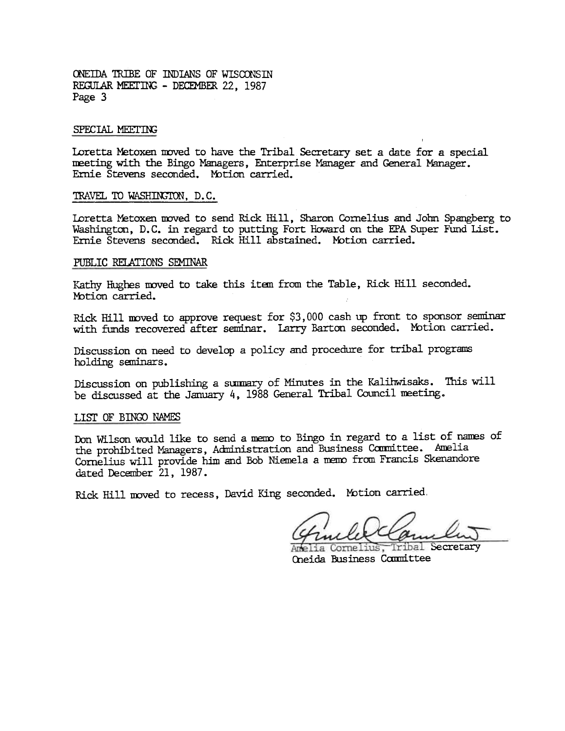## SPECIAL MEETING

Loretta Metoxen moved to have the Tribal Secretary set a date for a special meeting with the Bingo Managers, Enterprise Manager and General Manager. Ernie Stevens seconded. Motion carried.

## TRAVEL TO WASHINGTON, D.C.

Loretta Metoxen moved to send Rick Hill, Sharon Cornelius and John Spangberg to Washington, D.C. in regard to putting Fort Howard on the EPA Super Fund List. Ernie Stevens seconded. Rick Hill abstained. Motion carried.

## PUBLIC RELATIONS SEMINAR

Kathy Hughes moved to take this item from the Table, Rick Hill seconded. Motion carried.

Rick Hill moved to approve request for $3,000 cash up front to sponsor seminar with funds recovered after seminar. Larry Barton seconded. Motion carried.

Discussion on need to develop a policy and procedure for tribal programs holding seminars.

Discussion on publishing a summary of Minutes in the Kalihwisaks. This will be discussed at the January 4, 1988 General Tribal Council meeting.

## LIST OF BINGO NAMES

Don Wilson would like to send a memo to Bingo in regard to a list of names of the prohibited Managers, Administration and Business Committee. Amelia Cornelius will provide him and Bob Niemela a memo from Francis Skenandore dated December 21, 1987.

Rick Hill moved to recess, David King seconded. Motion carried.

Amelia Cornelius, Tribal Secretary
Oneida Business Committee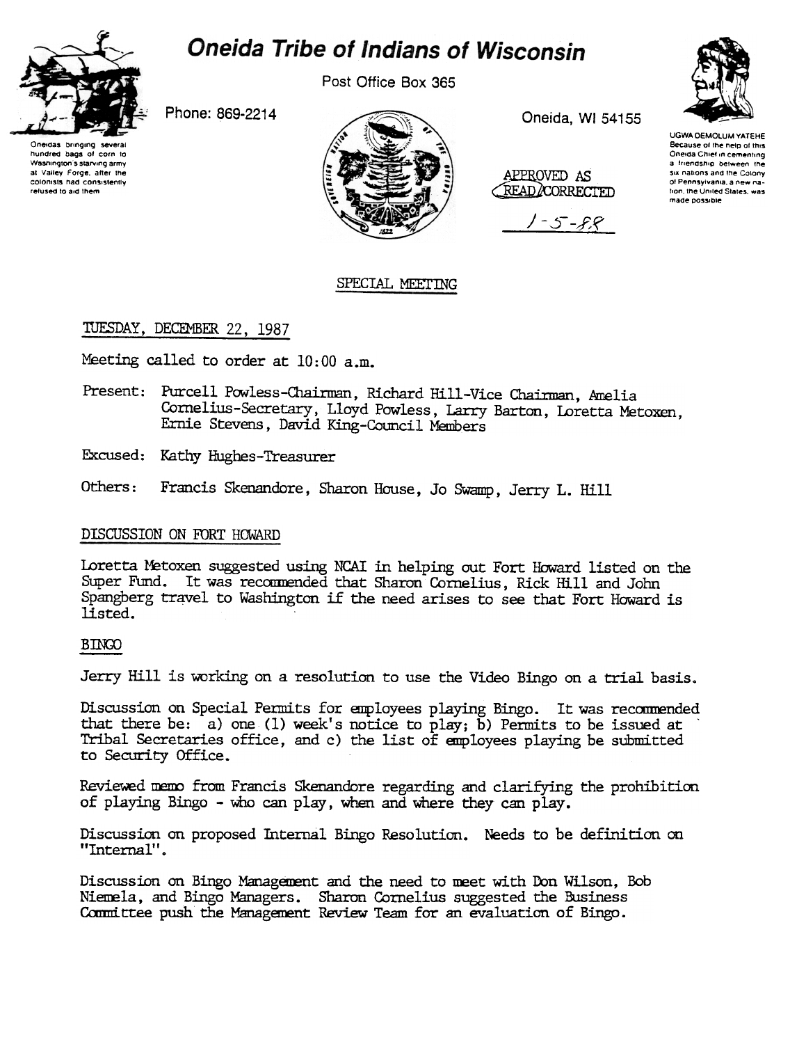# Oneida Tribe of Indians of Wisconsin

Post Office Box 365

Phone: 869-2214

Oneida, WI 54155

Oneidas bringing several hundred bags of corn to Washington's starving army at Valley Forge, after the colonists had consistently refused to aid them

UGWA DEMOLUM YATEHE Because of the help of this Oneida Chief in cementing a friendship between the six nations and the Colony of Pennsylvania, a new nation, the United States, was made possible

APPROVED AS READ/CORRECTED

1-5-88

## SPECIAL MEETING

TUESDAY, DECEMBER 22, 1987

Meeting called to order at 10:00 a.m.

Present: Purcell Powless-Chairman, Richard Hill-Vice Chairman, Amelia Cornelius-Secretary, Lloyd Powless, Larry Barton, Loretta Metoxen, Ernie Stevens, David King-Council Members

Excused: Kathy Hughes-Treasurer

Others: Francis Skenandore, Sharon House, Jo Swamp, Jerry L. Hill

### DISCUSSION ON FORT HOWARD

Loretta Metoxen suggested using NCAI in helping out Fort Howard listed on the Super Fund. It was recommended that Sharon Cornelius, Rick Hill and John Spangberg travel to Washington if the need arises to see that Fort Howard is listed.

### BINGO

Jerry Hill is working on a resolution to use the Video Bingo on a trial basis.

Discussion on Special Permits for employees playing Bingo. It was recommended that there be: a) one (1) week's notice to play; b) Permits to be issued at Tribal Secretaries office, and c) the list of employees playing be submitted to Security Office.

Reviewed memo from Francis Skenandore regarding and clarifying the prohibition of playing Bingo - who can play, when and where they can play.

Discussion on proposed Internal Bingo Resolution. Needs to be definition on "Internal".

Discussion on Bingo Management and the need to meet with Don Wilson, Bob Niemela, and Bingo Managers. Sharon Cornelius suggested the Business Committee push the Management Review Team for an evaluation of Bingo.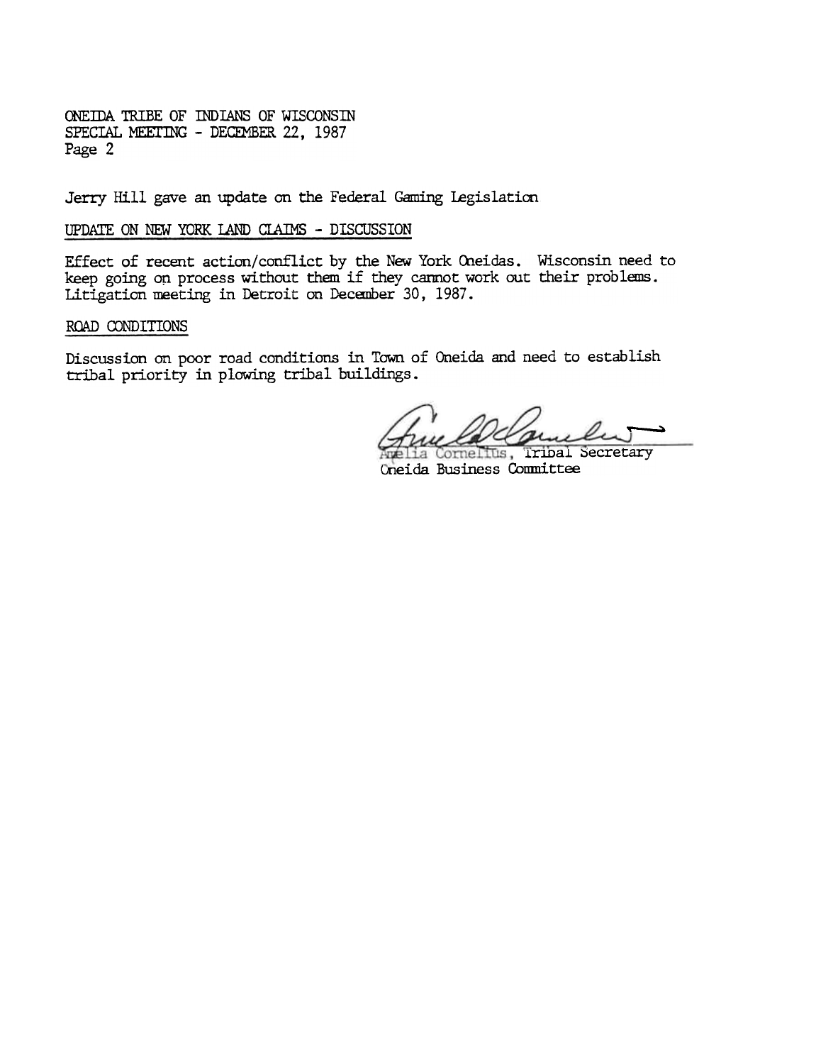Jerry Hill gave an update on the Federal Gaming Legislation

UPDATE ON NEW YORK LAND CLAIMS - DISCUSSION

Effect of recent action/conflict by the New York Oneidas. Wisconsin need to keep going on process without them if they cannot work out their problems. Litigation meeting in Detroit on December 30, 1987.

ROAD CONDITIONS

Discussion on poor road conditions in Town of Oneida and need to establish tribal priority in plowing tribal buildings.

Amelia Cornelius, Tribal Secretary
Oneida Business Committee